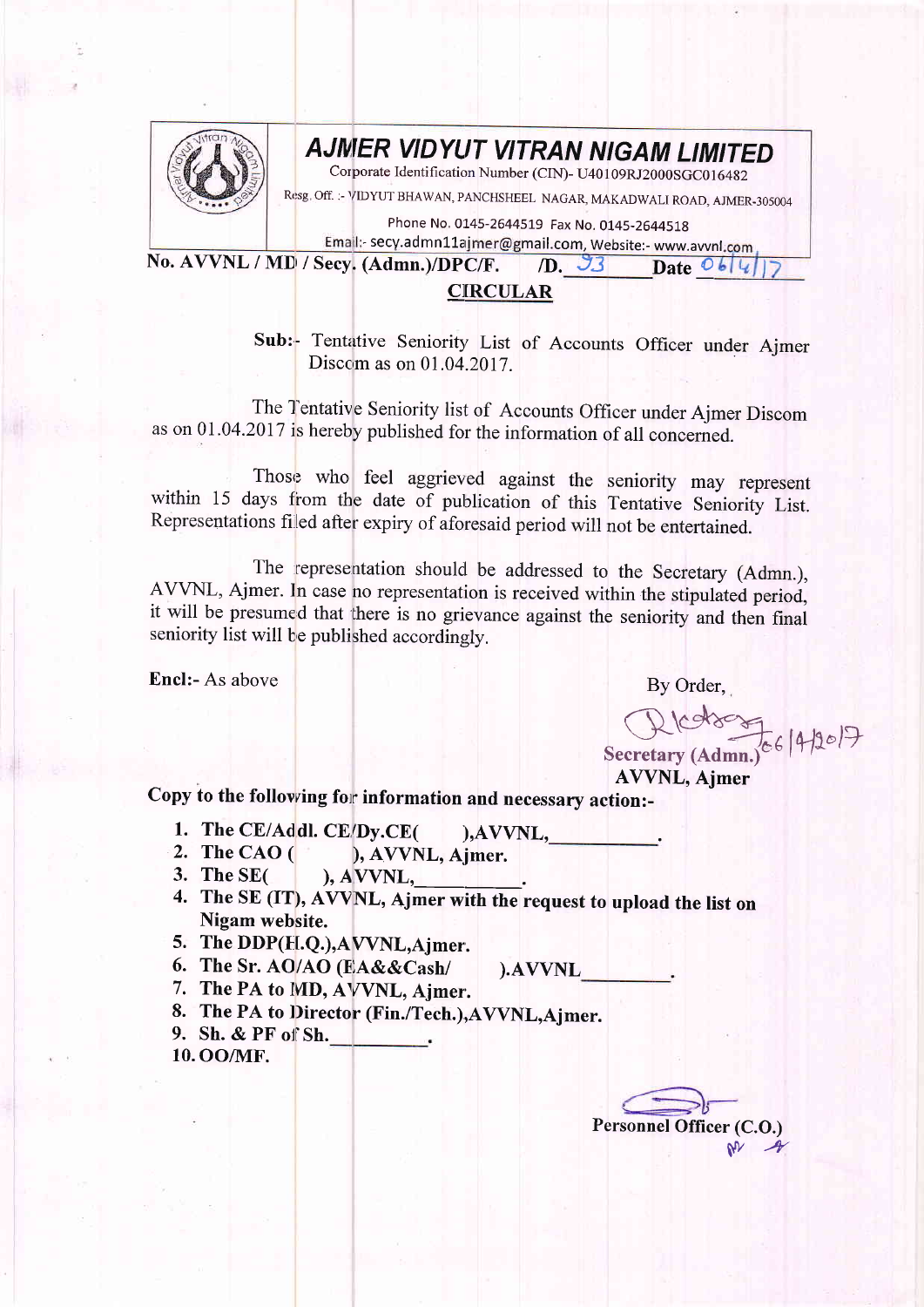# AJMER VIDYUT VITRAN NIGAM LIMITED

Corporate Identification Number (CIN)- U40109RJ2000SGC016482

Resg. Off. :- VIDYUT BHAWAN, PANCHSHEEL NAGAR, MAKADWALI ROAD, AJMER-305004

Phone No. 0145-2644519 Fax No. 0145-2644518

Email:- secy.admn11ajmer@gmail.com, Website:- www.avvnl.com

**No. AVVNL / MD / Secy. (Admn.)/DPC/F. /D. 93 Date 06/4/17**

## CIRCULAR

**Sub:-** Tentative Seniority List of Accounts Officer under Ajmer Discom as on 01.04.2017.

The Tentative Seniority list of Accounts Officer under Ajmer Discom as on 01.04.2017 is hereby published for the information of all concerned.

Those who feel aggrieved against the seniority may represent within 15 days from the date of publication of this Tentative Seniority List. Representations filed after expiry of aforesaid period will not be entertained.

The representation should be addressed to the Secretary (Admn.), AVVNL, Ajmer. In case no representation is received within the stipulated period, it will be presumed that there is no grievance against the seniority and then final seniority list will be published accordingly.

**Encl:-** As above

By Order,

06/4/2017

**Secretary (Admn.)**
**AVVNL, Ajmer**

**Copy to the following for information and necessary action:-**

1. **The CE/Addl. CE/Dy.CE( ),AVVNL,\_\_\_\_\_\_\_\_\_\_.**
2. **The CAO ( ), AVVNL, Ajmer.**
3. **The SE( ), AVVNL,\_\_\_\_\_\_\_\_\_\_.**
4. **The SE (IT), AVVNL, Ajmer with the request to upload the list on Nigam website.**
5. **The DDP(H.Q.),AVVNL,Ajmer.**
6. **The Sr. AO/AO (EA&&Cash/ ).AVVNL\_\_\_\_\_\_\_\_.**
7. **The PA to MD, AVVNL, Ajmer.**
8. **The PA to Director (Fin./Tech.),AVVNL,Ajmer.**
9. **Sh. & PF of Sh.\_\_\_\_\_\_\_\_\_\_.**
10. **OO/MF.**

**Personnel Officer (C.O.)**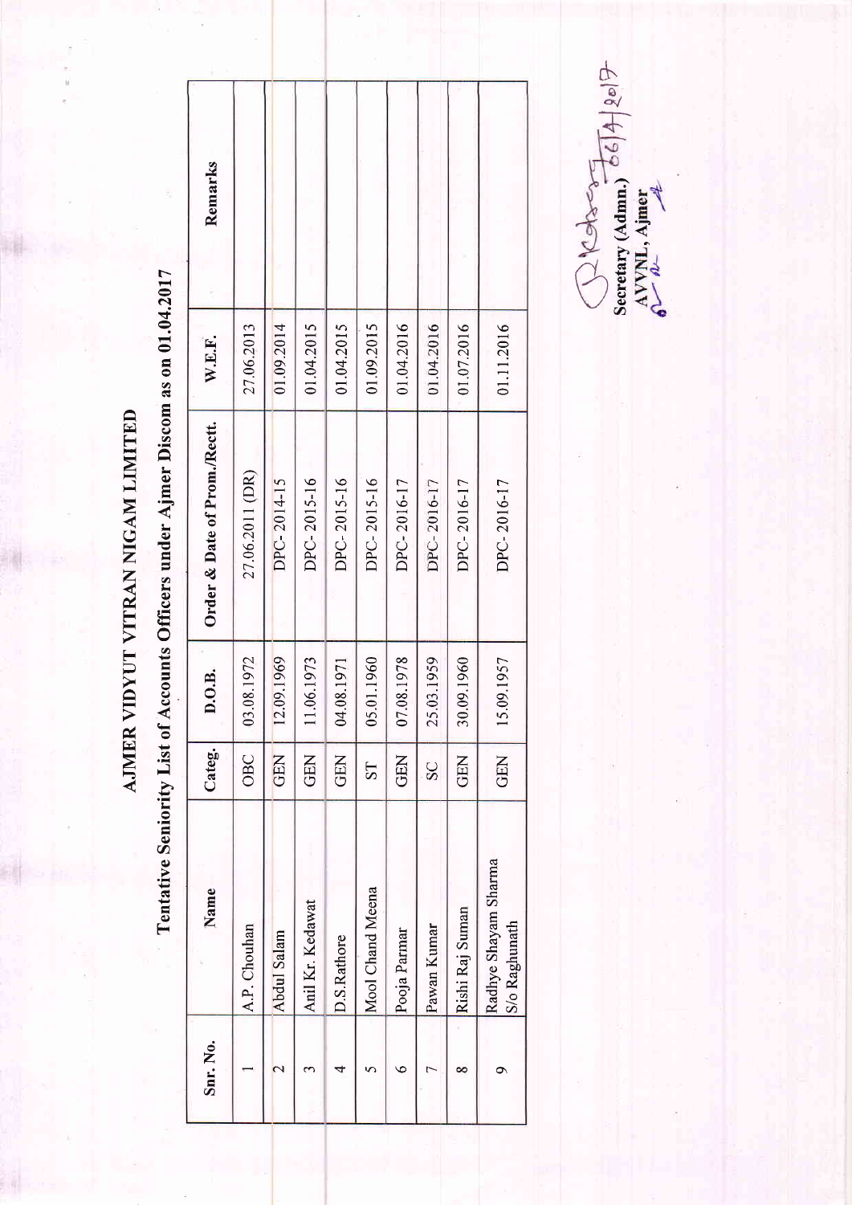# AJMER VIDYUT VITRAN NIGAM LIMITED

## Tentative Seniority List of Accounts Officers under Ajmer Discom as on 01.04.2017

| Snr. No. | Name | Categ. | D.O.B. | Order & Date of Prom./Rectt. | W.E.F. | Remarks |
|---|---|---|---|---|---|---|
| 1 | A.P. Chouhan | OBC | 03.08.1972 | 27.06.2011 (DR) | 27.06.2013 | |
| 2 | Abdul Salam | GEN | 12.09.1969 | DPC-2014-15 | 01.09.2014 | |
| 3 | Anil Kr. Kedawat | GEN | 11.06.1973 | DPC-2015-16 | 01.04.2015 | |
| 4 | D.S.Rathore | GEN | 04.08.1971 | DPC-2015-16 | 01.04.2015 | |
| 5 | Mool Chand Meena | ST | 05.01.1960 | DPC-2015-16 | 01.09.2015 | |
| 6 | Pooja Parmar | GEN | 07.08.1978 | DPC-2016-17 | 01.04.2016 | |
| 7 | Pawan Kumar | SC | 25.03.1959 | DPC-2016-17 | 01.04.2016 | |
| 8 | Rishi Raj Suman | GEN | 30.09.1960 | DPC-2016-17 | 01.07.2016 | |
| 9 | Radhye Shayam Sharma S/o Raghunath | GEN | 15.09.1957 | DPC-2016-17 | 01.11.2016 | |

06/4/2017

Secretary (Admn.)
AVVNL, Ajmer